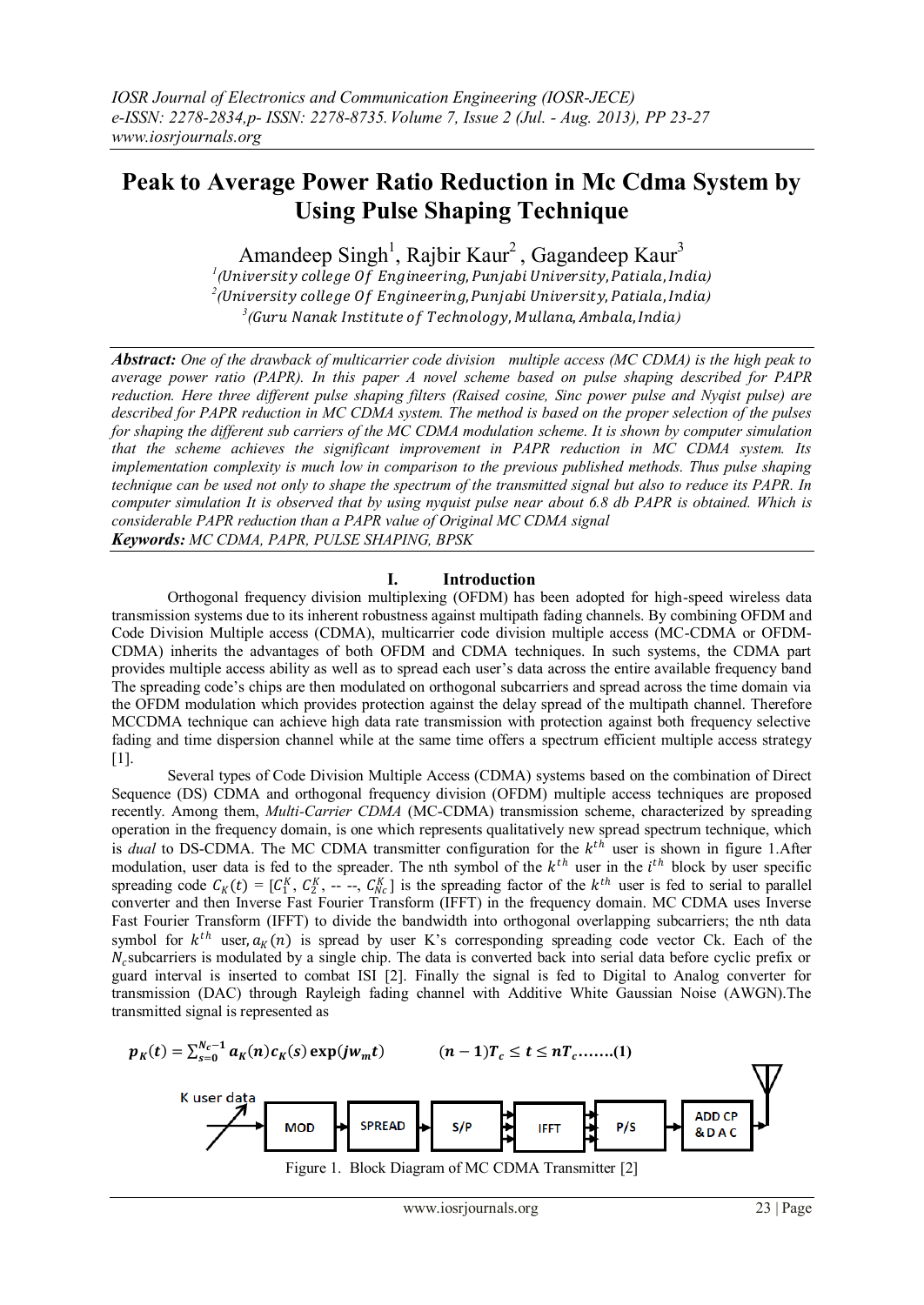# Peak to Average Power Ratio Reduction in Mc Cdma System by Using Pulse Shaping Technique

Amandeep Singh[1], Rajbir Kaur[2] , Gagandeep Kaur[3]

[1](University college Of Engineering, Punjabi University, Patiala, India)
[2](University college Of Engineering, Punjabi University, Patiala, India)
[3](Guru Nanak Institute of Technology, Mullana, Ambala, India)

***Abstract:*** *One of the drawback of multicarrier code division multiple access (MC CDMA) is the high peak to average power ratio (PAPR). In this paper A novel scheme based on pulse shaping described for PAPR reduction. Here three different pulse shaping filters (Raised cosine, Sinc power pulse and Nyqist pulse) are described for PAPR reduction in MC CDMA system. The method is based on the proper selection of the pulses for shaping the different sub carriers of the MC CDMA modulation scheme. It is shown by computer simulation that the scheme achieves the significant improvement in PAPR reduction in MC CDMA system. Its implementation complexity is much low in comparison to the previous published methods. Thus pulse shaping technique can be used not only to shape the spectrum of the transmitted signal but also to reduce its PAPR. In computer simulation It is observed that by using nyquist pulse near about 6.8 db PAPR is obtained. Which is considerable PAPR reduction than a PAPR value of Original MC CDMA signal*

***Keywords:*** *MC CDMA, PAPR, PULSE SHAPING, BPSK*

## I. Introduction

Orthogonal frequency division multiplexing (OFDM) has been adopted for high-speed wireless data transmission systems due to its inherent robustness against multipath fading channels. By combining OFDM and Code Division Multiple access (CDMA), multicarrier code division multiple access (MC-CDMA or OFDM-CDMA) inherits the advantages of both OFDM and CDMA techniques. In such systems, the CDMA part provides multiple access ability as well as to spread each user's data across the entire available frequency band The spreading code's chips are then modulated on orthogonal subcarriers and spread across the time domain via the OFDM modulation which provides protection against the delay spread of the multipath channel. Therefore MCCDMA technique can achieve high data rate transmission with protection against both frequency selective fading and time dispersion channel while at the same time offers a spectrum efficient multiple access strategy [1].

Several types of Code Division Multiple Access (CDMA) systems based on the combination of Direct Sequence (DS) CDMA and orthogonal frequency division (OFDM) multiple access techniques are proposed recently. Among them, *Multi-Carrier CDMA* (MC-CDMA) transmission scheme, characterized by spreading operation in the frequency domain, is one which represents qualitatively new spread spectrum technique, which is *dual* to DS-CDMA. The MC CDMA transmitter configuration for the $k^{th}$ user is shown in figure 1.After modulation, user data is fed to the spreader. The nth symbol of the $k^{th}$ user in the $i^{th}$ block by user specific spreading code $C_K(t) = [C_1^K, C_2^K, \text{-- --}, C_{Nc}^K]$ is the spreading factor of the $k^{th}$ user is fed to serial to parallel converter and then Inverse Fast Fourier Transform (IFFT) in the frequency domain. MC CDMA uses Inverse Fast Fourier Transform (IFFT) to divide the bandwidth into orthogonal overlapping subcarriers; the nth data symbol for $k^{th}$ user, $a_K(n)$ is spread by user K's corresponding spreading code vector Ck. Each of the $N_c$subcarriers is modulated by a single chip. The data is converted back into serial data before cyclic prefix or guard interval is inserted to combat ISI [2]. Finally the signal is fed to Digital to Analog converter for transmission (DAC) through Rayleigh fading channel with Additive White Gaussian Noise (AWGN).The transmitted signal is represented as

$$p_K(t) = \sum_{s=0}^{N_c-1} a_K(n) c_K(s) \exp(jw_m t) \qquad (n-1)T_c \le t \le nT_c \text{.......(1)}$$

K user data → MOD → SPREAD → S/P → IFFT → P/S → ADD CP & D A C

Figure 1. Block Diagram of MC CDMA Transmitter [2]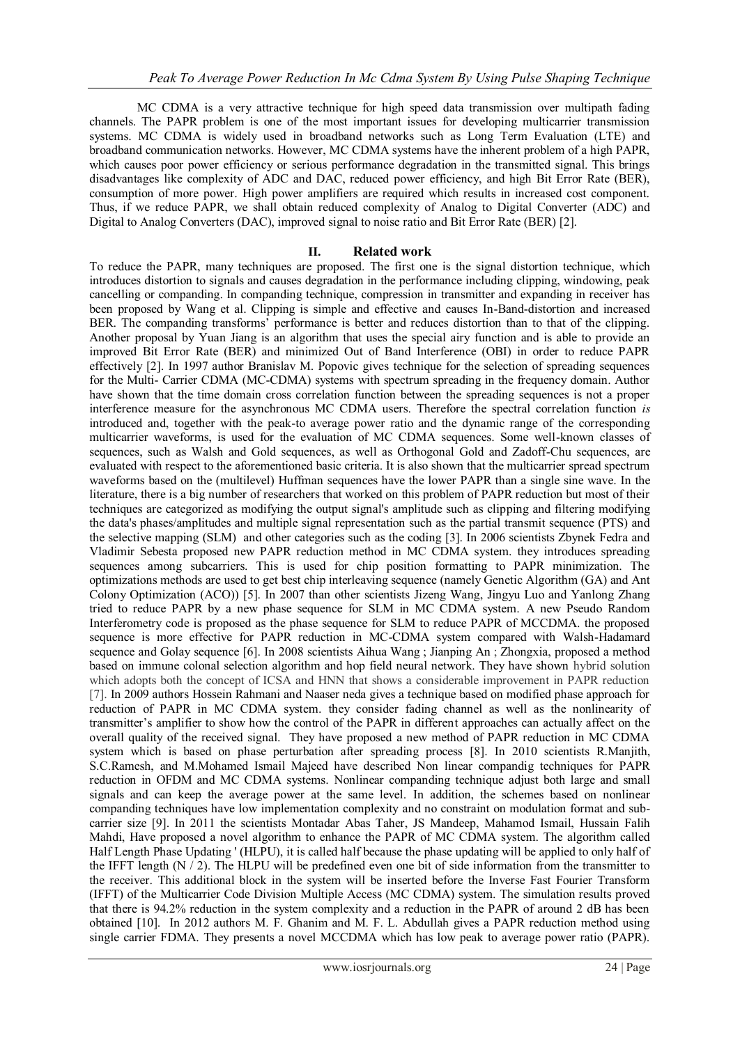MC CDMA is a very attractive technique for high speed data transmission over multipath fading channels. The PAPR problem is one of the most important issues for developing multicarrier transmission systems. MC CDMA is widely used in broadband networks such as Long Term Evaluation (LTE) and broadband communication networks. However, MC CDMA systems have the inherent problem of a high PAPR, which causes poor power efficiency or serious performance degradation in the transmitted signal. This brings disadvantages like complexity of ADC and DAC, reduced power efficiency, and high Bit Error Rate (BER), consumption of more power. High power amplifiers are required which results in increased cost component. Thus, if we reduce PAPR, we shall obtain reduced complexity of Analog to Digital Converter (ADC) and Digital to Analog Converters (DAC), improved signal to noise ratio and Bit Error Rate (BER) [2].

## II. Related work

To reduce the PAPR, many techniques are proposed. The first one is the signal distortion technique, which introduces distortion to signals and causes degradation in the performance including clipping, windowing, peak cancelling or companding. In companding technique, compression in transmitter and expanding in receiver has been proposed by Wang et al. Clipping is simple and effective and causes In-Band-distortion and increased BER. The companding transforms' performance is better and reduces distortion than to that of the clipping. Another proposal by Yuan Jiang is an algorithm that uses the special airy function and is able to provide an improved Bit Error Rate (BER) and minimized Out of Band Interference (OBI) in order to reduce PAPR effectively [2]. In 1997 author Branislav M. Popovic gives technique for the selection of spreading sequences for the Multi- Carrier CDMA (MC-CDMA) systems with spectrum spreading in the frequency domain. Author have shown that the time domain cross correlation function between the spreading sequences is not a proper interference measure for the asynchronous MC CDMA users. Therefore the spectral correlation function *is* introduced and, together with the peak-to average power ratio and the dynamic range of the corresponding multicarrier waveforms, is used for the evaluation of MC CDMA sequences. Some well-known classes of sequences, such as Walsh and Gold sequences, as well as Orthogonal Gold and Zadoff-Chu sequences, are evaluated with respect to the aforementioned basic criteria. It is also shown that the multicarrier spread spectrum waveforms based on the (multilevel) Huffman sequences have the lower PAPR than a single sine wave. In the literature, there is a big number of researchers that worked on this problem of PAPR reduction but most of their techniques are categorized as modifying the output signal's amplitude such as clipping and filtering modifying the data's phases/amplitudes and multiple signal representation such as the partial transmit sequence (PTS) and the selective mapping (SLM) and other categories such as the coding [3]. In 2006 scientists Zbynek Fedra and Vladimir Sebesta proposed new PAPR reduction method in MC CDMA system. they introduces spreading sequences among subcarriers. This is used for chip position formatting to PAPR minimization. The optimizations methods are used to get best chip interleaving sequence (namely Genetic Algorithm (GA) and Ant Colony Optimization (ACO)) [5]. In 2007 than other scientists Jizeng Wang, Jingyu Luo and Yanlong Zhang tried to reduce PAPR by a new phase sequence for SLM in MC CDMA system. A new Pseudo Random Interferometry code is proposed as the phase sequence for SLM to reduce PAPR of MCCDMA. the proposed sequence is more effective for PAPR reduction in MC-CDMA system compared with Walsh-Hadamard sequence and Golay sequence [6]. In 2008 scientists Aihua Wang ; Jianping An ; Zhongxia, proposed a method based on immune colonal selection algorithm and hop field neural network. They have shown hybrid solution which adopts both the concept of ICSA and HNN that shows a considerable improvement in PAPR reduction [7]. In 2009 authors Hossein Rahmani and Naaser neda gives a technique based on modified phase approach for reduction of PAPR in MC CDMA system. they consider fading channel as well as the nonlinearity of transmitter's amplifier to show how the control of the PAPR in different approaches can actually affect on the overall quality of the received signal. They have proposed a new method of PAPR reduction in MC CDMA system which is based on phase perturbation after spreading process [8]. In 2010 scientists R.Manjith, S.C.Ramesh, and M.Mohamed Ismail Majeed have described Non linear compandig techniques for PAPR reduction in OFDM and MC CDMA systems. Nonlinear companding technique adjust both large and small signals and can keep the average power at the same level. In addition, the schemes based on nonlinear companding techniques have low implementation complexity and no constraint on modulation format and sub-carrier size [9]. In 2011 the scientists Montadar Abas Taher, JS Mandeep, Mahamod Ismail, Hussain Falih Mahdi, Have proposed a novel algorithm to enhance the PAPR of MC CDMA system. The algorithm called Half Length Phase Updating ' (HLPU), it is called half because the phase updating will be applied to only half of the IFFT length ($N / 2$). The HLPU will be predefined even one bit of side information from the transmitter to the receiver. This additional block in the system will be inserted before the Inverse Fast Fourier Transform (IFFT) of the Multicarrier Code Division Multiple Access (MC CDMA) system. The simulation results proved that there is 94.2% reduction in the system complexity and a reduction in the PAPR of around 2 dB has been obtained [10]. In 2012 authors M. F. Ghanim and M. F. L. Abdullah gives a PAPR reduction method using single carrier FDMA. They presents a novel MCCDMA which has low peak to average power ratio (PAPR).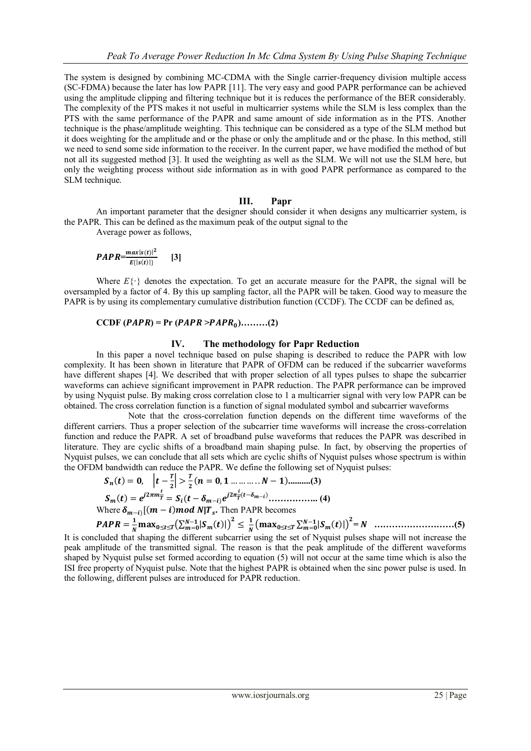The system is designed by combining MC-CDMA with the Single carrier-frequency division multiple access (SC-FDMA) because the later has low PAPR [11]. The very easy and good PAPR performance can be achieved using the amplitude clipping and filtering technique but it is reduces the performance of the BER considerably. The complexity of the PTS makes it not useful in multicarrier systems while the SLM is less complex than the PTS with the same performance of the PAPR and same amount of side information as in the PTS. Another technique is the phase/amplitude weighting. This technique can be considered as a type of the SLM method but it does weighting for the amplitude and or the phase or only the amplitude and or the phase. In this method, still we need to send some side information to the receiver. In the current paper, we have modified the method of but not all its suggested method [3]. It used the weighting as well as the SLM. We will not use the SLM here, but only the weighting process without side information as in with good PAPR performance as compared to the SLM technique.

## III. Papr

An important parameter that the designer should consider it when designs any multicarrier system, is the PAPR. This can be defined as the maximum peak of the output signal to the

Average power as follows,

$$PAPR = \frac{max|s(t)|^2}{E\{|s(t)|\}} \quad [3]$$

Where $E\{\cdot\}$ denotes the expectation. To get an accurate measure for the PAPR, the signal will be oversampled by a factor of 4. By this up sampling factor, all the PAPR will be taken. Good way to measure the PAPR is by using its complementary cumulative distribution function (CCDF). The CCDF can be defined as,

$$\textbf{CCDF}\ (PAPR) = \Pr\ (PAPR > PAPR_0)\ldots\ldots\ldots(2)$$

## IV. The methodology for Papr Reduction

In this paper a novel technique based on pulse shaping is described to reduce the PAPR with low complexity. It has been shown in literature that PAPR of OFDM can be reduced if the subcarrier waveforms have different shapes [4]. We described that with proper selection of all types pulses to shape the subcarrier waveforms can achieve significant improvement in PAPR reduction. The PAPR performance can be improved by using Nyquist pulse. By making cross correlation close to 1 a multicarrier signal with very low PAPR can be obtained. The cross correlation function is a function of signal modulated symbol and subcarrier waveforms

Note that the cross-correlation function depends on the different time waveforms of the different carriers. Thus a proper selection of the subcarrier time waveforms will increase the cross-correlation function and reduce the PAPR. A set of broadband pulse waveforms that reduces the PAPR was described in literature. They are cyclic shifts of a broadband main shaping pulse. In fact, by observing the properties of Nyquist pulses, we can conclude that all sets which are cyclic shifts of Nyquist pulses whose spectrum is within the OFDM bandwidth can reduce the PAPR. We define the following set of Nyquist pulses:

$$S_n(t) = 0, \quad \left|t - \frac{T}{2}\right| > \frac{T}{2}\,(n = 0, 1 \ldots\ldots\ldots N-1)\ldots\ldots\ldots.(3)$$

$$S_m(t) = e^{j2\pi m\frac{t}{T}} = S_i(t - \delta_{m-i})e^{j2\pi\frac{i}{T}(t-\delta_{m-i})}\ldots\ldots\ldots\ldots\ldots..\ (4)$$

Where $\delta_{m-i)}[(m-i)\,mod\,N]T_s$. Then PAPR becomes

$$PAPR = \frac{1}{N}\max_{0\le t\le T}\left(\sum_{m=0}^{N-1}|S_m(t)|\right)^2 \le \frac{1}{N}\left(\max_{0\le t\le T}\sum_{m=0}^{N-1}|S_m(t)|\right)^2 = N \quad \ldots\ldots\ldots\ldots\ldots\ldots\ldots\ldots\ldots(5)$$

It is concluded that shaping the different subcarrier using the set of Nyquist pulses shape will not increase the peak amplitude of the transmitted signal. The reason is that the peak amplitude of the different waveforms shaped by Nyquist pulse set formed according to equation (5) will not occur at the same time which is also the ISI free property of Nyquist pulse. Note that the highest PAPR is obtained when the sinc power pulse is used. In the following, different pulses are introduced for PAPR reduction.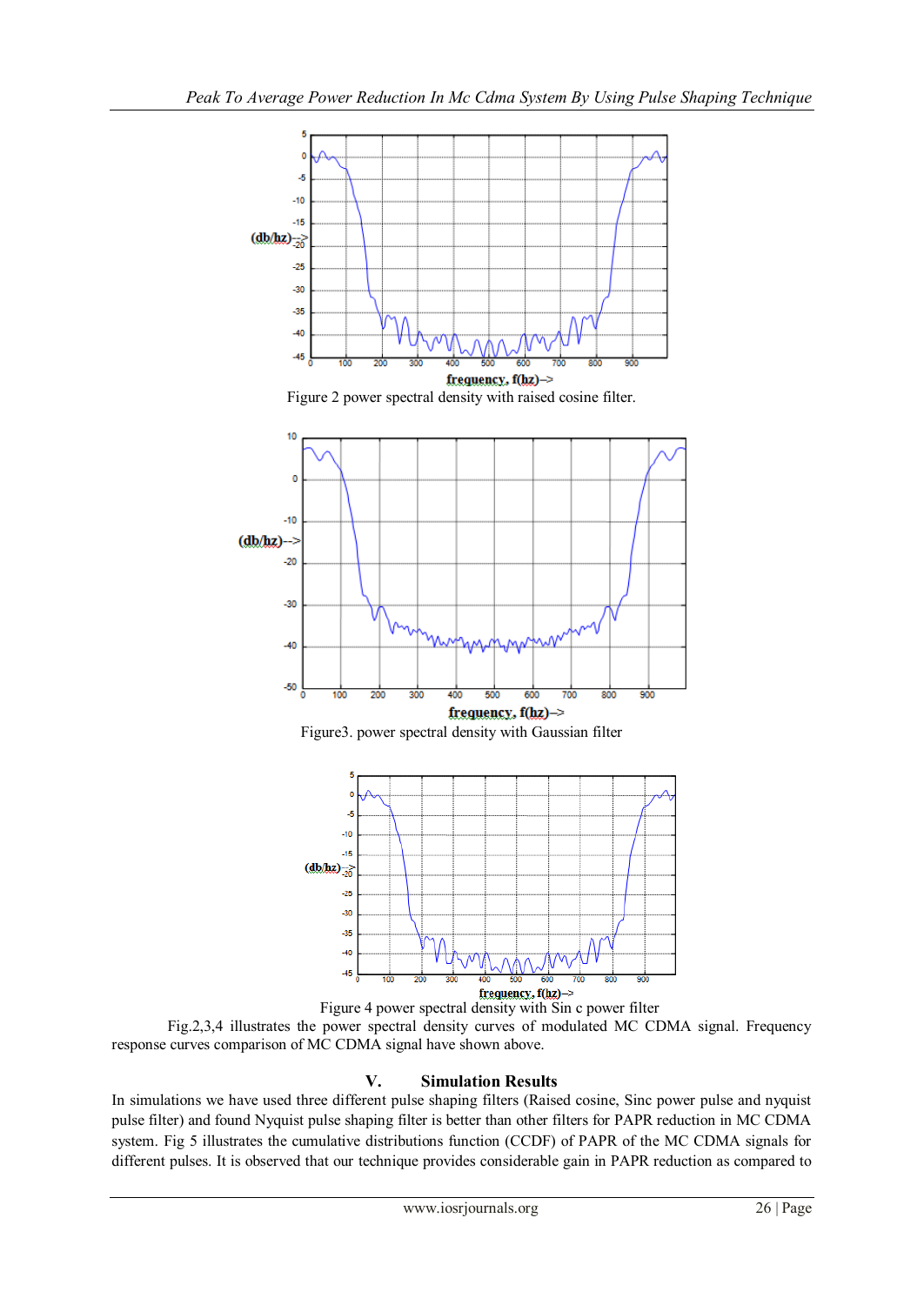Figure 2 power spectral density with raised cosine filter.

Figure3. power spectral density with Gaussian filter

Figure 4 power spectral density with Sin c power filter

Fig.2,3,4 illustrates the power spectral density curves of modulated MC CDMA signal. Frequency response curves comparison of MC CDMA signal have shown above.

## V. Simulation Results

In simulations we have used three different pulse shaping filters (Raised cosine, Sinc power pulse and nyquist pulse filter) and found Nyquist pulse shaping filter is better than other filters for PAPR reduction in MC CDMA system. Fig 5 illustrates the cumulative distributions function (CCDF) of PAPR of the MC CDMA signals for different pulses. It is observed that our technique provides considerable gain in PAPR reduction as compared to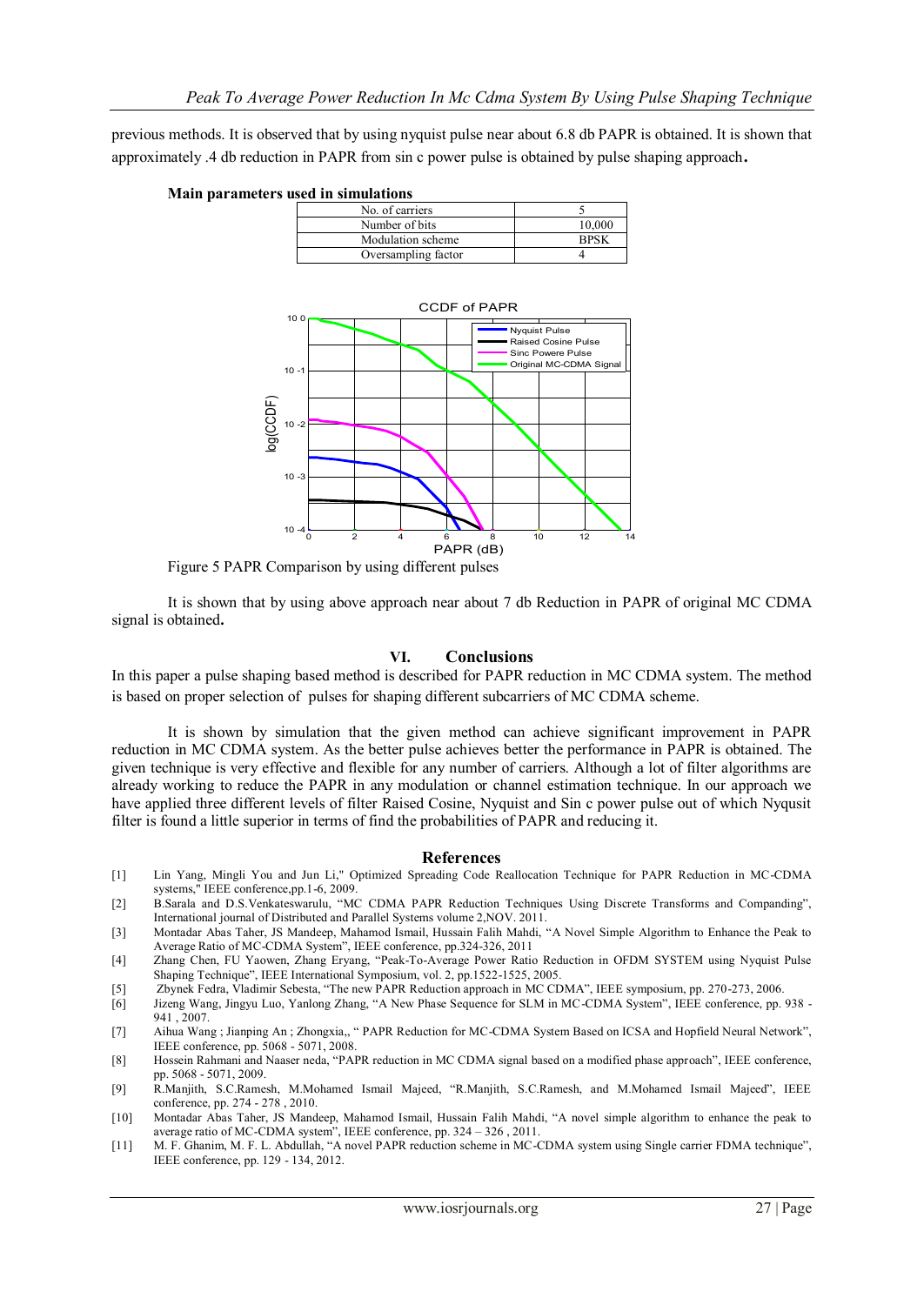previous methods. It is observed that by using nyquist pulse near about 6.8 db PAPR is obtained. It is shown that approximately .4 db reduction in PAPR from sin c power pulse is obtained by pulse shaping approach**.**

**Main parameters used in simulations**

| | |
|---|---|
| No. of carriers | 5 |
| Number of bits | 10,000 |
| Modulation scheme | BPSK |
| Oversampling factor | 4 |

CCDF of PAPR

log(CCDF)

10 0

10 -1

10 -2

10 -3

10 -4

0 2 4 6 8 10 12 14

PAPR (dB)

Nyquist Pulse

Raised Cosine Pulse

Sinc Powere Pulse

Original MC-CDMA Signal

Figure 5 PAPR Comparison by using different pulses

It is shown that by using above approach near about 7 db Reduction in PAPR of original MC CDMA signal is obtained**.**

## VI. Conclusions

In this paper a pulse shaping based method is described for PAPR reduction in MC CDMA system. The method is based on proper selection of pulses for shaping different subcarriers of MC CDMA scheme.

It is shown by simulation that the given method can achieve significant improvement in PAPR reduction in MC CDMA system. As the better pulse achieves better the performance in PAPR is obtained. The given technique is very effective and flexible for any number of carriers. Although a lot of filter algorithms are already working to reduce the PAPR in any modulation or channel estimation technique. In our approach we have applied three different levels of filter Raised Cosine, Nyquist and Sin c power pulse out of which Nyqusit filter is found a little superior in terms of find the probabilities of PAPR and reducing it.

## References

[1] Lin Yang, Mingli You and Jun Li," Optimized Spreading Code Reallocation Technique for PAPR Reduction in MC-CDMA systems," IEEE conference,pp.1-6, 2009.

[2] B.Sarala and D.S.Venkateswarulu, "MC CDMA PAPR Reduction Techniques Using Discrete Transforms and Companding", International journal of Distributed and Parallel Systems volume 2,NOV. 2011.

[3] Montadar Abas Taher, JS Mandeep, Mahamod Ismail, Hussain Falih Mahdi, "A Novel Simple Algorithm to Enhance the Peak to Average Ratio of MC-CDMA System", IEEE conference, pp.324-326, 2011

[4] Zhang Chen, FU Yaowen, Zhang Eryang, "Peak-To-Average Power Ratio Reduction in OFDM SYSTEM using Nyquist Pulse Shaping Technique", IEEE International Symposium, vol. 2, pp.1522-1525, 2005.

[5] Zbynek Fedra, Vladimir Sebesta, "The new PAPR Reduction approach in MC CDMA", IEEE symposium, pp. 270-273, 2006.

[6] Jizeng Wang, Jingyu Luo, Yanlong Zhang, "A New Phase Sequence for SLM in MC-CDMA System", IEEE conference, pp. 938 - 941 , 2007.

[7] Aihua Wang ; Jianping An ; Zhongxia,, " PAPR Reduction for MC-CDMA System Based on ICSA and Hopfield Neural Network", IEEE conference, pp. 5068 - 5071, 2008.

[8] Hossein Rahmani and Naaser neda, "PAPR reduction in MC CDMA signal based on a modified phase approach", IEEE conference, pp. 5068 - 5071, 2009.

[9] R.Manjith, S.C.Ramesh, M.Mohamed Ismail Majeed, "R.Manjith, S.C.Ramesh, and M.Mohamed Ismail Majeed", IEEE conference, pp. 274 - 278 , 2010.

[10] Montadar Abas Taher, JS Mandeep, Mahamod Ismail, Hussain Falih Mahdi, "A novel simple algorithm to enhance the peak to average ratio of MC-CDMA system", IEEE conference, pp. 324 – 326 , 2011.

[11] M. F. Ghanim, M. F. L. Abdullah, "A novel PAPR reduction scheme in MC-CDMA system using Single carrier FDMA technique", IEEE conference, pp. 129 - 134, 2012.